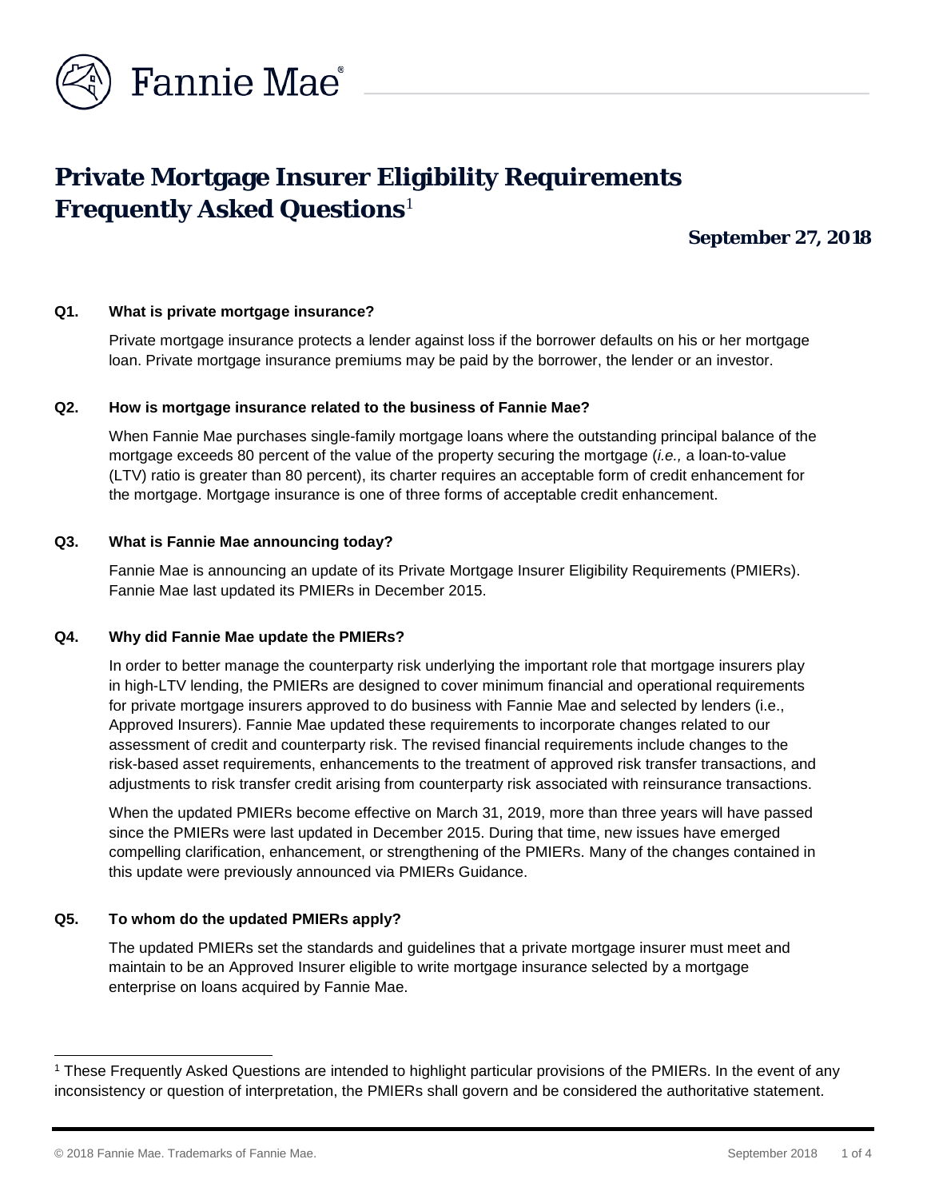# Private Mortgage Insurer Eligibility Requirements Frequently Asked Questions[1]

**September 27, 2018**

**Q1. What is private mortgage insurance?**

Private mortgage insurance protects a lender against loss if the borrower defaults on his or her mortgage loan. Private mortgage insurance premiums may be paid by the borrower, the lender or an investor.

**Q2. How is mortgage insurance related to the business of Fannie Mae?**

When Fannie Mae purchases single-family mortgage loans where the outstanding principal balance of the mortgage exceeds 80 percent of the value of the property securing the mortgage (*i.e.,* a loan-to-value (LTV) ratio is greater than 80 percent), its charter requires an acceptable form of credit enhancement for the mortgage. Mortgage insurance is one of three forms of acceptable credit enhancement.

**Q3. What is Fannie Mae announcing today?**

Fannie Mae is announcing an update of its Private Mortgage Insurer Eligibility Requirements (PMIERs). Fannie Mae last updated its PMIERs in December 2015.

**Q4. Why did Fannie Mae update the PMIERs?**

In order to better manage the counterparty risk underlying the important role that mortgage insurers play in high-LTV lending, the PMIERs are designed to cover minimum financial and operational requirements for private mortgage insurers approved to do business with Fannie Mae and selected by lenders (i.e., Approved Insurers). Fannie Mae updated these requirements to incorporate changes related to our assessment of credit and counterparty risk. The revised financial requirements include changes to the risk-based asset requirements, enhancements to the treatment of approved risk transfer transactions, and adjustments to risk transfer credit arising from counterparty risk associated with reinsurance transactions.

When the updated PMIERs become effective on March 31, 2019, more than three years will have passed since the PMIERs were last updated in December 2015. During that time, new issues have emerged compelling clarification, enhancement, or strengthening of the PMIERs. Many of the changes contained in this update were previously announced via PMIERs Guidance.

**Q5. To whom do the updated PMIERs apply?**

The updated PMIERs set the standards and guidelines that a private mortgage insurer must meet and maintain to be an Approved Insurer eligible to write mortgage insurance selected by a mortgage enterprise on loans acquired by Fannie Mae.

---

[1] These Frequently Asked Questions are intended to highlight particular provisions of the PMIERs. In the event of any inconsistency or question of interpretation, the PMIERs shall govern and be considered the authoritative statement.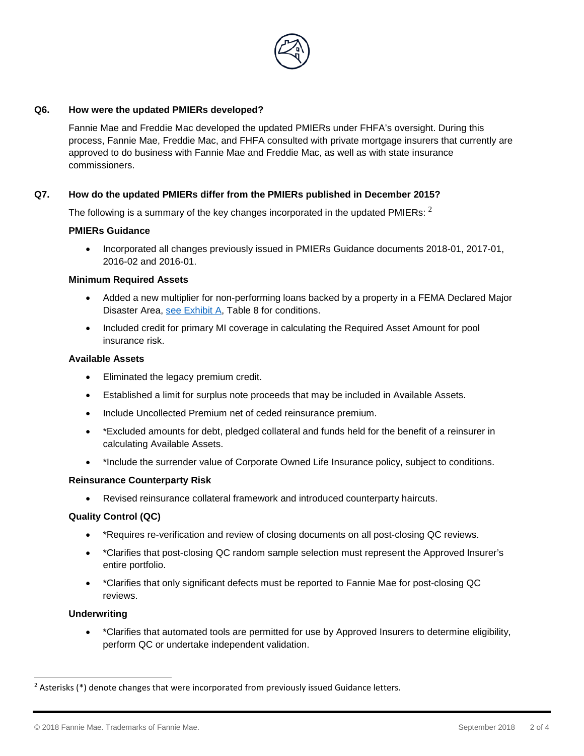**Q6. How were the updated PMIERs developed?**

Fannie Mae and Freddie Mac developed the updated PMIERs under FHFA's oversight. During this process, Fannie Mae, Freddie Mac, and FHFA consulted with private mortgage insurers that currently are approved to do business with Fannie Mae and Freddie Mac, as well as with state insurance commissioners.

**Q7. How do the updated PMIERs differ from the PMIERs published in December 2015?**

The following is a summary of the key changes incorporated in the updated PMIERs: [2]

**PMIERs Guidance**

- Incorporated all changes previously issued in PMIERs Guidance documents 2018-01, 2017-01, 2016-02 and 2016-01.

**Minimum Required Assets**

- Added a new multiplier for non-performing loans backed by a property in a FEMA Declared Major Disaster Area, see Exhibit A, Table 8 for conditions.
- Included credit for primary MI coverage in calculating the Required Asset Amount for pool insurance risk.

**Available Assets**

- Eliminated the legacy premium credit.
- Established a limit for surplus note proceeds that may be included in Available Assets.
- Include Uncollected Premium net of ceded reinsurance premium.
- *Excluded amounts for debt, pledged collateral and funds held for the benefit of a reinsurer in calculating Available Assets.
- *Include the surrender value of Corporate Owned Life Insurance policy, subject to conditions.

**Reinsurance Counterparty Risk**

- Revised reinsurance collateral framework and introduced counterparty haircuts.

**Quality Control (QC)**

- *Requires re-verification and review of closing documents on all post-closing QC reviews.
- *Clarifies that post-closing QC random sample selection must represent the Approved Insurer's entire portfolio.
- *Clarifies that only significant defects must be reported to Fannie Mae for post-closing QC reviews.

**Underwriting**

- *Clarifies that automated tools are permitted for use by Approved Insurers to determine eligibility, perform QC or undertake independent validation.

---

[2] Asterisks (*) denote changes that were incorporated from previously issued Guidance letters.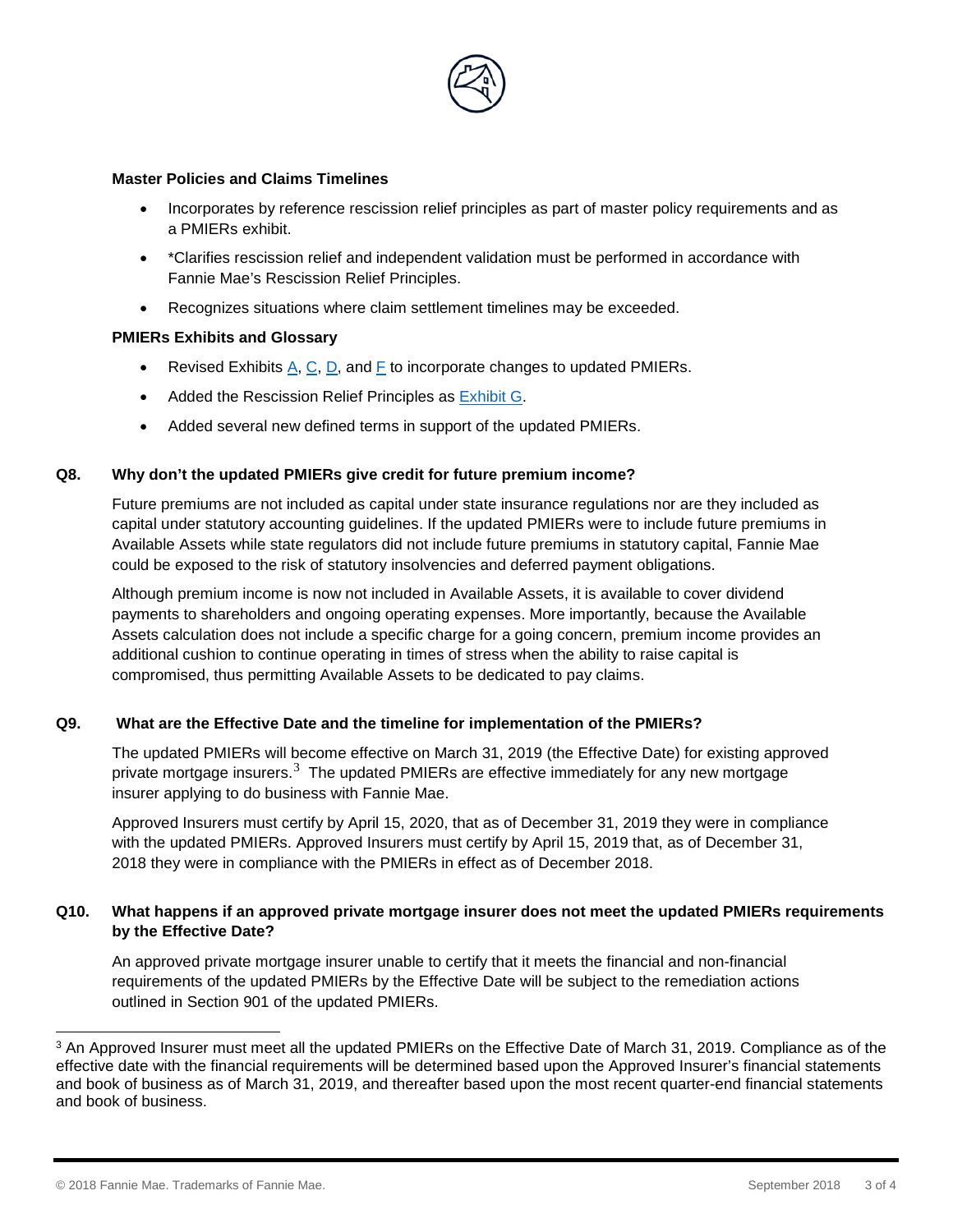**Master Policies and Claims Timelines**

- Incorporates by reference rescission relief principles as part of master policy requirements and as a PMIERs exhibit.
- *Clarifies rescission relief and independent validation must be performed in accordance with Fannie Mae's Rescission Relief Principles.
- Recognizes situations where claim settlement timelines may be exceeded.

**PMIERs Exhibits and Glossary**

- Revised Exhibits A, C, D, and F to incorporate changes to updated PMIERs.
- Added the Rescission Relief Principles as Exhibit G.
- Added several new defined terms in support of the updated PMIERs.

**Q8. Why don't the updated PMIERs give credit for future premium income?**

Future premiums are not included as capital under state insurance regulations nor are they included as capital under statutory accounting guidelines. If the updated PMIERs were to include future premiums in Available Assets while state regulators did not include future premiums in statutory capital, Fannie Mae could be exposed to the risk of statutory insolvencies and deferred payment obligations.

Although premium income is now not included in Available Assets, it is available to cover dividend payments to shareholders and ongoing operating expenses. More importantly, because the Available Assets calculation does not include a specific charge for a going concern, premium income provides an additional cushion to continue operating in times of stress when the ability to raise capital is compromised, thus permitting Available Assets to be dedicated to pay claims.

**Q9. What are the Effective Date and the timeline for implementation of the PMIERs?**

The updated PMIERs will become effective on March 31, 2019 (the Effective Date) for existing approved private mortgage insurers.[3] The updated PMIERs are effective immediately for any new mortgage insurer applying to do business with Fannie Mae.

Approved Insurers must certify by April 15, 2020, that as of December 31, 2019 they were in compliance with the updated PMIERs. Approved Insurers must certify by April 15, 2019 that, as of December 31, 2018 they were in compliance with the PMIERs in effect as of December 2018.

**Q10. What happens if an approved private mortgage insurer does not meet the updated PMIERs requirements by the Effective Date?**

An approved private mortgage insurer unable to certify that it meets the financial and non-financial requirements of the updated PMIERs by the Effective Date will be subject to the remediation actions outlined in Section 901 of the updated PMIERs.

---

[3] An Approved Insurer must meet all the updated PMIERs on the Effective Date of March 31, 2019. Compliance as of the effective date with the financial requirements will be determined based upon the Approved Insurer's financial statements and book of business as of March 31, 2019, and thereafter based upon the most recent quarter-end financial statements and book of business.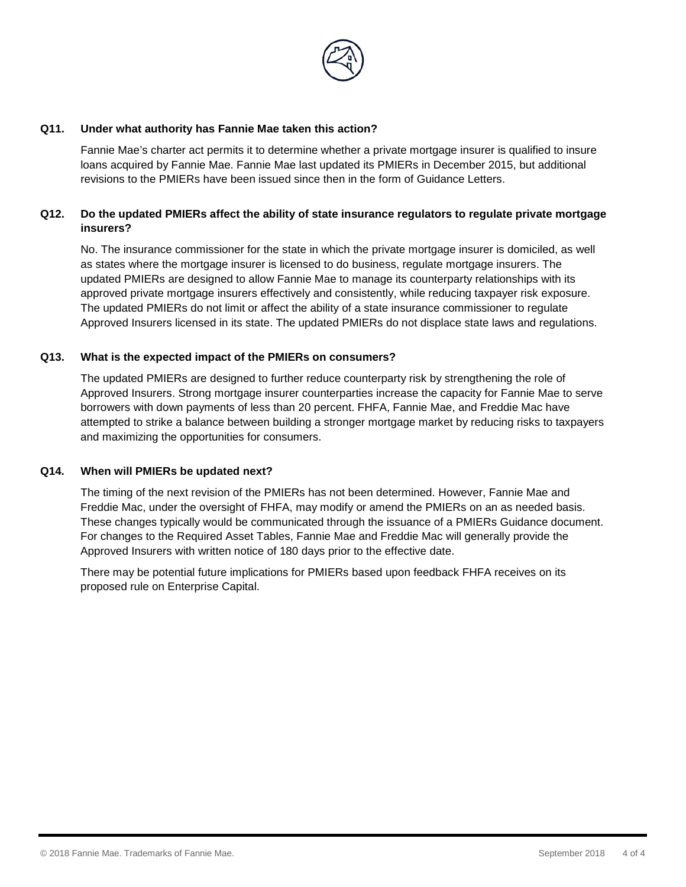**Q11. Under what authority has Fannie Mae taken this action?**

Fannie Mae's charter act permits it to determine whether a private mortgage insurer is qualified to insure loans acquired by Fannie Mae. Fannie Mae last updated its PMIERs in December 2015, but additional revisions to the PMIERs have been issued since then in the form of Guidance Letters.

**Q12. Do the updated PMIERs affect the ability of state insurance regulators to regulate private mortgage insurers?**

No. The insurance commissioner for the state in which the private mortgage insurer is domiciled, as well as states where the mortgage insurer is licensed to do business, regulate mortgage insurers. The updated PMIERs are designed to allow Fannie Mae to manage its counterparty relationships with its approved private mortgage insurers effectively and consistently, while reducing taxpayer risk exposure. The updated PMIERs do not limit or affect the ability of a state insurance commissioner to regulate Approved Insurers licensed in its state. The updated PMIERs do not displace state laws and regulations.

**Q13. What is the expected impact of the PMIERs on consumers?**

The updated PMIERs are designed to further reduce counterparty risk by strengthening the role of Approved Insurers. Strong mortgage insurer counterparties increase the capacity for Fannie Mae to serve borrowers with down payments of less than 20 percent. FHFA, Fannie Mae, and Freddie Mac have attempted to strike a balance between building a stronger mortgage market by reducing risks to taxpayers and maximizing the opportunities for consumers.

**Q14. When will PMIERs be updated next?**

The timing of the next revision of the PMIERs has not been determined. However, Fannie Mae and Freddie Mac, under the oversight of FHFA, may modify or amend the PMIERs on an as needed basis. These changes typically would be communicated through the issuance of a PMIERs Guidance document. For changes to the Required Asset Tables, Fannie Mae and Freddie Mac will generally provide the Approved Insurers with written notice of 180 days prior to the effective date.

There may be potential future implications for PMIERs based upon feedback FHFA receives on its proposed rule on Enterprise Capital.

© 2018 Fannie Mae. Trademarks of Fannie Mae.